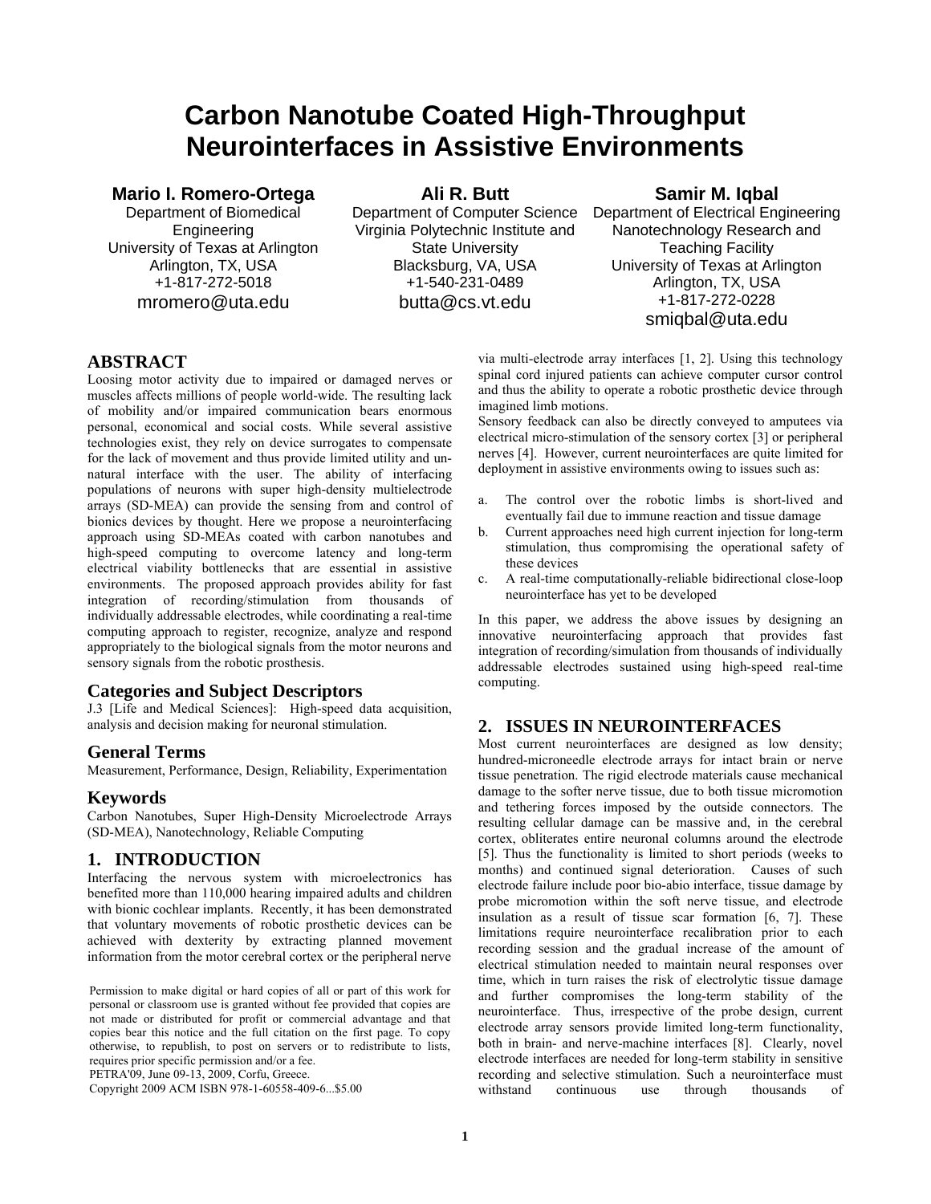# Carbon Nanotube Coated High-Throughput Neurointerfaces in Assistive Environments

**Mario I. Romero-Ortega**
Department of Biomedical Engineering
University of Texas at Arlington
Arlington, TX, USA
+1-817-272-5018
mromero@uta.edu

**Ali R. Butt**
Department of Computer Science
Virginia Polytechnic Institute and State University
Blacksburg, VA, USA
+1-540-231-0489
butta@cs.vt.edu

**Samir M. Iqbal**
Department of Electrical Engineering
Nanotechnology Research and Teaching Facility
University of Texas at Arlington
Arlington, TX, USA
+1-817-272-0228
smiqbal@uta.edu

## ABSTRACT

Loosing motor activity due to impaired or damaged nerves or muscles affects millions of people world-wide. The resulting lack of mobility and/or impaired communication bears enormous personal, economical and social costs. While several assistive technologies exist, they rely on device surrogates to compensate for the lack of movement and thus provide limited utility and un-natural interface with the user. The ability of interfacing populations of neurons with super high-density multielectrode arrays (SD-MEA) can provide the sensing from and control of bionics devices by thought. Here we propose a neurointerfacing approach using SD-MEAs coated with carbon nanotubes and high-speed computing to overcome latency and long-term electrical viability bottlenecks that are essential in assistive environments. The proposed approach provides ability for fast integration of recording/stimulation from thousands of individually addressable electrodes, while coordinating a real-time computing approach to register, recognize, analyze and respond appropriately to the biological signals from the motor neurons and sensory signals from the robotic prosthesis.

### Categories and Subject Descriptors

J.3 [Life and Medical Sciences]: High-speed data acquisition, analysis and decision making for neuronal stimulation.

### General Terms

Measurement, Performance, Design, Reliability, Experimentation

### Keywords

Carbon Nanotubes, Super High-Density Microelectrode Arrays (SD-MEA), Nanotechnology, Reliable Computing

## 1. INTRODUCTION

Interfacing the nervous system with microelectronics has benefited more than 110,000 hearing impaired adults and children with bionic cochlear implants. Recently, it has been demonstrated that voluntary movements of robotic prosthetic devices can be achieved with dexterity by extracting planned movement information from the motor cerebral cortex or the peripheral nerve via multi-electrode array interfaces [1, 2]. Using this technology spinal cord injured patients can achieve computer cursor control and thus the ability to operate a robotic prosthetic device through imagined limb motions.

Sensory feedback can also be directly conveyed to amputees via electrical micro-stimulation of the sensory cortex [3] or peripheral nerves [4]. However, current neurointerfaces are quite limited for deployment in assistive environments owing to issues such as:

a. The control over the robotic limbs is short-lived and eventually fail due to immune reaction and tissue damage
b. Current approaches need high current injection for long-term stimulation, thus compromising the operational safety of these devices
c. A real-time computationally-reliable bidirectional close-loop neurointerface has yet to be developed

In this paper, we address the above issues by designing an innovative neurointerfacing approach that provides fast integration of recording/simulation from thousands of individually addressable electrodes sustained using high-speed real-time computing.

Permission to make digital or hard copies of all or part of this work for personal or classroom use is granted without fee provided that copies are not made or distributed for profit or commercial advantage and that copies bear this notice and the full citation on the first page. To copy otherwise, to republish, to post on servers or to redistribute to lists, requires prior specific permission and/or a fee.
PETRA'09, June 09-13, 2009, Corfu, Greece.
Copyright 2009 ACM ISBN 978-1-60558-409-6...$5.00

## 2. ISSUES IN NEUROINTERFACES

Most current neurointerfaces are designed as low density; hundred-microneedle electrode arrays for intact brain or nerve tissue penetration. The rigid electrode materials cause mechanical damage to the softer nerve tissue, due to both tissue micromotion and tethering forces imposed by the outside connectors. The resulting cellular damage can be massive and, in the cerebral cortex, obliterates entire neuronal columns around the electrode [5]. Thus the functionality is limited to short periods (weeks to months) and continued signal deterioration. Causes of such electrode failure include poor bio-abio interface, tissue damage by probe micromotion within the soft nerve tissue, and electrode insulation as a result of tissue scar formation [6, 7]. These limitations require neurointerface recalibration prior to each recording session and the gradual increase of the amount of electrical stimulation needed to maintain neural responses over time, which in turn raises the risk of electrolytic tissue damage and further compromises the long-term stability of the neurointerface. Thus, irrespective of the probe design, current electrode array sensors provide limited long-term functionality, both in brain- and nerve-machine interfaces [8]. Clearly, novel electrode interfaces are needed for long-term stability in sensitive recording and selective stimulation. Such a neurointerface must withstand continuous use through thousands of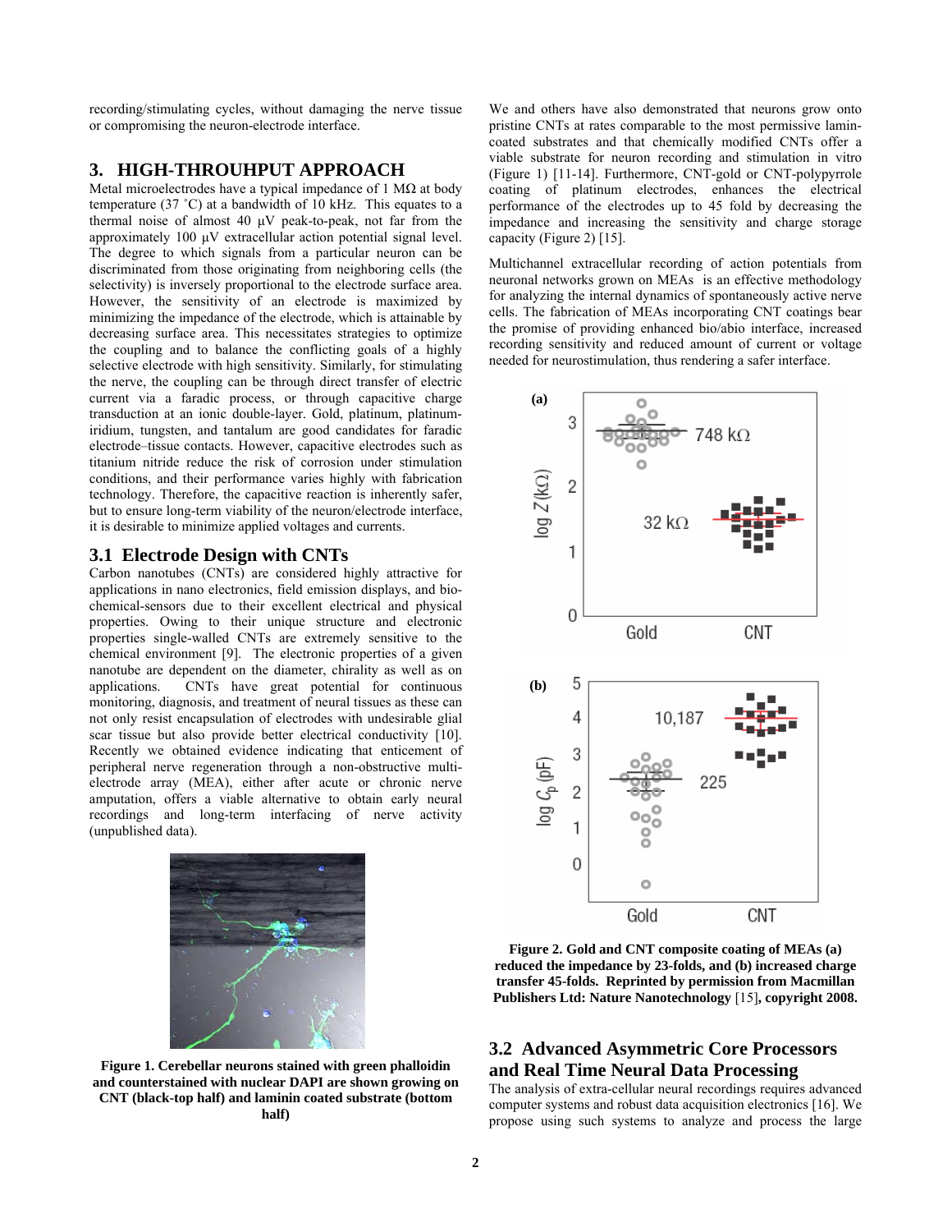recording/stimulating cycles, without damaging the nerve tissue or compromising the neuron-electrode interface.

## 3. HIGH-THROUHPUT APPROACH

Metal microelectrodes have a typical impedance of 1 MΩ at body temperature (37 ˚C) at a bandwidth of 10 kHz. This equates to a thermal noise of almost 40 µV peak-to-peak, not far from the approximately 100 µV extracellular action potential signal level. The degree to which signals from a particular neuron can be discriminated from those originating from neighboring cells (the selectivity) is inversely proportional to the electrode surface area. However, the sensitivity of an electrode is maximized by minimizing the impedance of the electrode, which is attainable by decreasing surface area. This necessitates strategies to optimize the coupling and to balance the conflicting goals of a highly selective electrode with high sensitivity. Similarly, for stimulating the nerve, the coupling can be through direct transfer of electric current via a faradic process, or through capacitive charge transduction at an ionic double-layer. Gold, platinum, platinum-iridium, tungsten, and tantalum are good candidates for faradic electrode–tissue contacts. However, capacitive electrodes such as titanium nitride reduce the risk of corrosion under stimulation conditions, and their performance varies highly with fabrication technology. Therefore, the capacitive reaction is inherently safer, but to ensure long-term viability of the neuron/electrode interface, it is desirable to minimize applied voltages and currents.

### 3.1 Electrode Design with CNTs

Carbon nanotubes (CNTs) are considered highly attractive for applications in nano electronics, field emission displays, and bio-chemical-sensors due to their excellent electrical and physical properties. Owing to their unique structure and electronic properties single-walled CNTs are extremely sensitive to the chemical environment [9]. The electronic properties of a given nanotube are dependent on the diameter, chirality as well as on applications. CNTs have great potential for continuous monitoring, diagnosis, and treatment of neural tissues as these can not only resist encapsulation of electrodes with undesirable glial scar tissue but also provide better electrical conductivity [10]. Recently we obtained evidence indicating that enticement of peripheral nerve regeneration through a non-obstructive multi-electrode array (MEA), either acute or chronic nerve amputation, offers a viable alternative to obtain early neural recordings and long-term interfacing of nerve activity (unpublished data).

**Figure 1. Cerebellar neurons stained with green phalloidin and counterstained with nuclear DAPI are shown growing on CNT (black-top half) and laminin coated substrate (bottom half)**

We and others have also demonstrated that neurons grow onto pristine CNTs at rates comparable to the most permissive laminin-coated substrates and that chemically modified CNTs offer a viable substrate for neuron recording and stimulation in vitro (Figure 1) [11-14]. Furthermore, CNT-gold or CNT-polypyrrole coating of platinum electrodes, enhances the electrical performance of the electrodes up to 45 fold by decreasing the impedance and increasing the sensitivity and charge storage capacity (Figure 2) [15].

Multichannel extracellular recording of action potentials from neuronal networks grown on MEAs is an effective methodology for analyzing the internal dynamics of spontaneously active nerve cells. The fabrication of MEAs incorporating CNT coatings bear the promise of providing enhanced bio/abio interface, increased recording sensitivity and reduced amount of current or voltage needed for neurostimulation, thus rendering a safer interface.

**Figure 2. Gold and CNT composite coating of MEAs (a) reduced the impedance by 23-folds, and (b) increased charge transfer 45-folds. Reprinted by permission from Macmillan Publishers Ltd: Nature Nanotechnology** [15]**, copyright 2008.**

### 3.2 Advanced Asymmetric Core Processors and Real Time Neural Data Processing

The analysis of extra-cellular neural recordings requires advanced computer systems and robust data acquisition electronics [16]. We propose using such systems to analyze and process the large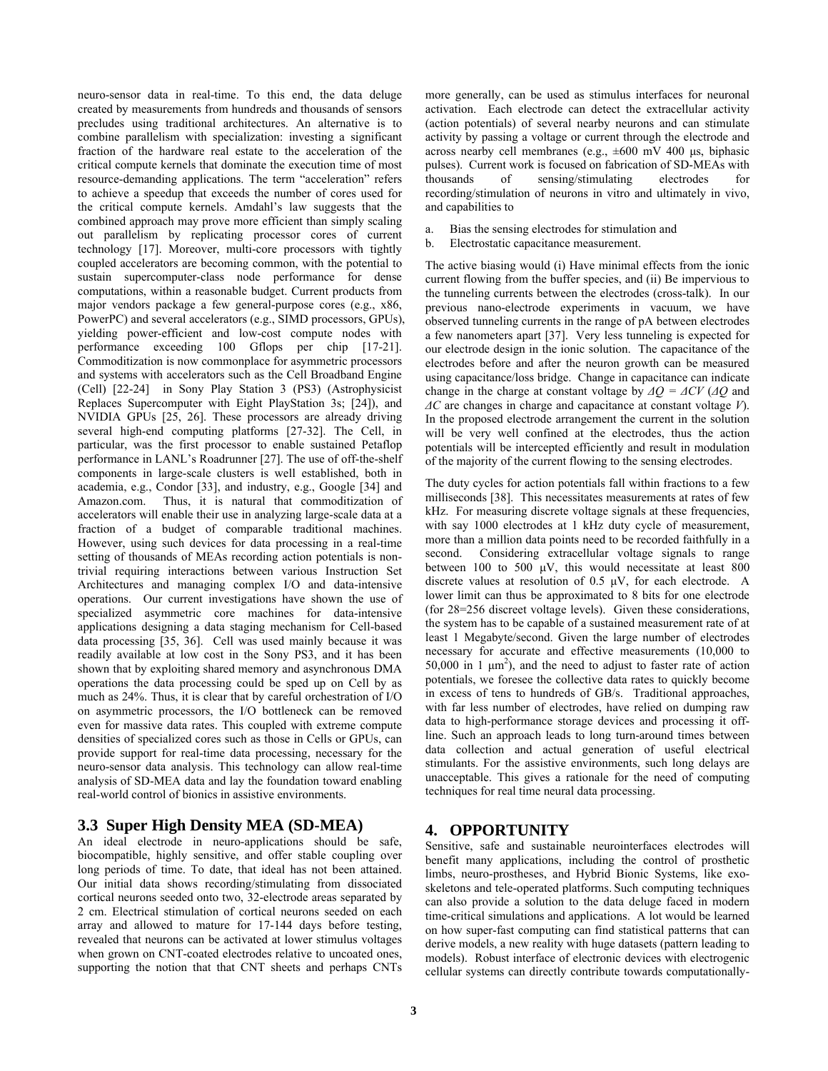neuro-sensor data in real-time. To this end, the data deluge created by measurements from hundreds and thousands of sensors precludes using traditional architectures. An alternative is to combine parallelism with specialization: investing a significant fraction of the hardware real estate to the acceleration of the critical compute kernels that dominate the execution time of most resource-demanding applications. The term "acceleration" refers to achieve a speedup that exceeds the number of cores used for the critical compute kernels. Amdahl's law suggests that the combined approach may prove more efficient than simply scaling out parallelism by replicating processor cores of current technology [17]. Moreover, multi-core processors with tightly coupled accelerators are becoming common, with the potential to sustain supercomputer-class node performance for dense computations, within a reasonable budget. Current products from major vendors package a few general-purpose cores (e.g., x86, PowerPC) and several accelerators (e.g., SIMD processors, GPUs), yielding power-efficient and low-cost compute nodes with performance exceeding 100 Gflops per chip [17-21]. Commoditization is now commonplace for asymmetric processors and systems with accelerators such as the Cell Broadband Engine (Cell) [22-24] in Sony Play Station 3 (PS3) (Astrophysicist Replaces Supercomputer with Eight PlayStation 3s; [24]), and NVIDIA GPUs [25, 26]. These processors are already driving several high-end computing platforms [27-32]. The Cell, in particular, was the first processor to enable sustained Petaflop performance in LANL's Roadrunner [27]. The use of off-the-shelf components in large-scale clusters is well established, both in academia, e.g., Condor [33], and industry, e.g., Google [34] and Amazon.com. Thus, it is natural that commoditization of accelerators will enable their use in analyzing large-scale data at a fraction of a budget of comparable traditional machines. However, using such devices for data processing in a real-time setting of thousands of MEAs recording action potentials is non-trivial requiring interactions between various Instruction Set Architectures and managing complex I/O and data-intensive operations. Our current investigations have shown the use of specialized asymmetric core machines for data-intensive applications designing a data staging mechanism for Cell-based data processing [35, 36]. Cell was used mainly because it was readily available at low cost in the Sony PS3, and it has been shown that by exploiting shared memory and asynchronous DMA operations the data processing could be sped up on Cell by as much as 24%. Thus, it is clear that by careful orchestration of I/O on asymmetric processors, the I/O bottleneck can be removed even for massive data rates. This coupled with extreme compute densities of specialized cores such as those in Cells or GPUs, can provide support for real-time data processing, necessary for the neuro-sensor data analysis. This technology can allow real-time analysis of SD-MEA data and lay the foundation toward enabling real-world control of bionics in assistive environments.

### 3.3 Super High Density MEA (SD-MEA)

An ideal electrode in neuro-applications should be safe, biocompatible, highly sensitive, and offer stable coupling over long periods of time. To date, that ideal has not been attained. Our initial data shows recording/stimulating from dissociated cortical neurons seeded onto two, 32-electrode areas separated by 2 cm. Electrical stimulation of cortical neurons seeded on each array and allowed to mature for 17-144 days before testing, revealed that neurons can be activated at lower stimulus voltages when grown on CNT-coated electrodes relative to uncoated ones, supporting the notion that that CNT sheets and perhaps CNTs more generally, can be used as stimulus interfaces for neuronal activation. Each electrode can detect the extracellular activity (action potentials) of several nearby neurons and can stimulate activity by passing a voltage or current through the electrode and across nearby cell membranes (e.g., ±600 mV 400 μs, biphasic pulses). Current work is focused on fabrication of SD-MEAs with thousands of sensing/stimulating electrodes for recording/stimulation of neurons in vitro and ultimately in vivo, and capabilities to

a. Bias the sensing electrodes for stimulation and
b. Electrostatic capacitance measurement.

The active biasing would (i) Have minimal effects from the ionic current flowing from the buffer species, and (ii) Be impervious to the tunneling currents between the electrodes (cross-talk). In our previous nano-electrode experiments in vacuum, we have observed tunneling currents in the range of pA between electrodes a few nanometers apart [37]. Very less tunneling is expected for our electrode design in the ionic solution. The capacitance of the electrodes before and after the neuron growth can be measured using capacitance/loss bridge. Change in capacitance can indicate change in the charge at constant voltage by $\Delta Q = \Delta C V$ ($\Delta Q$ and $\Delta C$ are changes in charge and capacitance at constant voltage $V$). In the proposed electrode arrangement the current in the solution will be very well confined at the electrodes, thus the action potentials will be intercepted efficiently and result in modulation of the majority of the current flowing to the sensing electrodes.

The duty cycles for action potentials fall within fractions to a few milliseconds [38]. This necessitates measurements at rates of few kHz. For measuring discrete voltage signals at these frequencies, with say 1000 electrodes at 1 kHz duty cycle of measurement, more than a million data points need to be recorded faithfully in a second. Considering extracellular voltage signals to range between 100 to 500 μV, this would necessitate at least 800 discrete values at resolution of 0.5 μV, for each electrode. A lower limit can thus be approximated to 8 bits for one electrode (for $2^8$=256 discreet voltage levels). Given these considerations, the system has to be capable of a sustained measurement rate of at least 1 Megabyte/second. Given the large number of electrodes necessary for accurate and effective measurements (10,000 to 50,000 in 1 μm$^2$), and the need to adjust to faster rate of action potentials, we foresee the collective data rates to quickly become in excess of tens to hundreds of GB/s. Traditional approaches, with far less number of electrodes, have relied on dumping raw data to high-performance storage devices and processing it off-line. Such an approach leads to long turn-around times between data collection and actual generation of useful electrical stimulants. For the assistive environments, such long delays are unacceptable. This gives a rationale for the need of computing techniques for real time neural data processing.

## 4. OPPORTUNITY

Sensitive, safe and sustainable neurointerfaces electrodes will benefit many applications, including the control of prosthetic limbs, neuro-prostheses, and Hybrid Bionic Systems, like exo-skeletons and tele-operated platforms. Such computing techniques can also provide a solution to the data deluge faced in modern time-critical simulations and applications. A lot would be learned on how super-fast computing can find statistical patterns that can derive models, a new reality with huge datasets (pattern leading to models). Robust interface of electronic devices with electrogenic cellular systems can directly contribute towards computationally-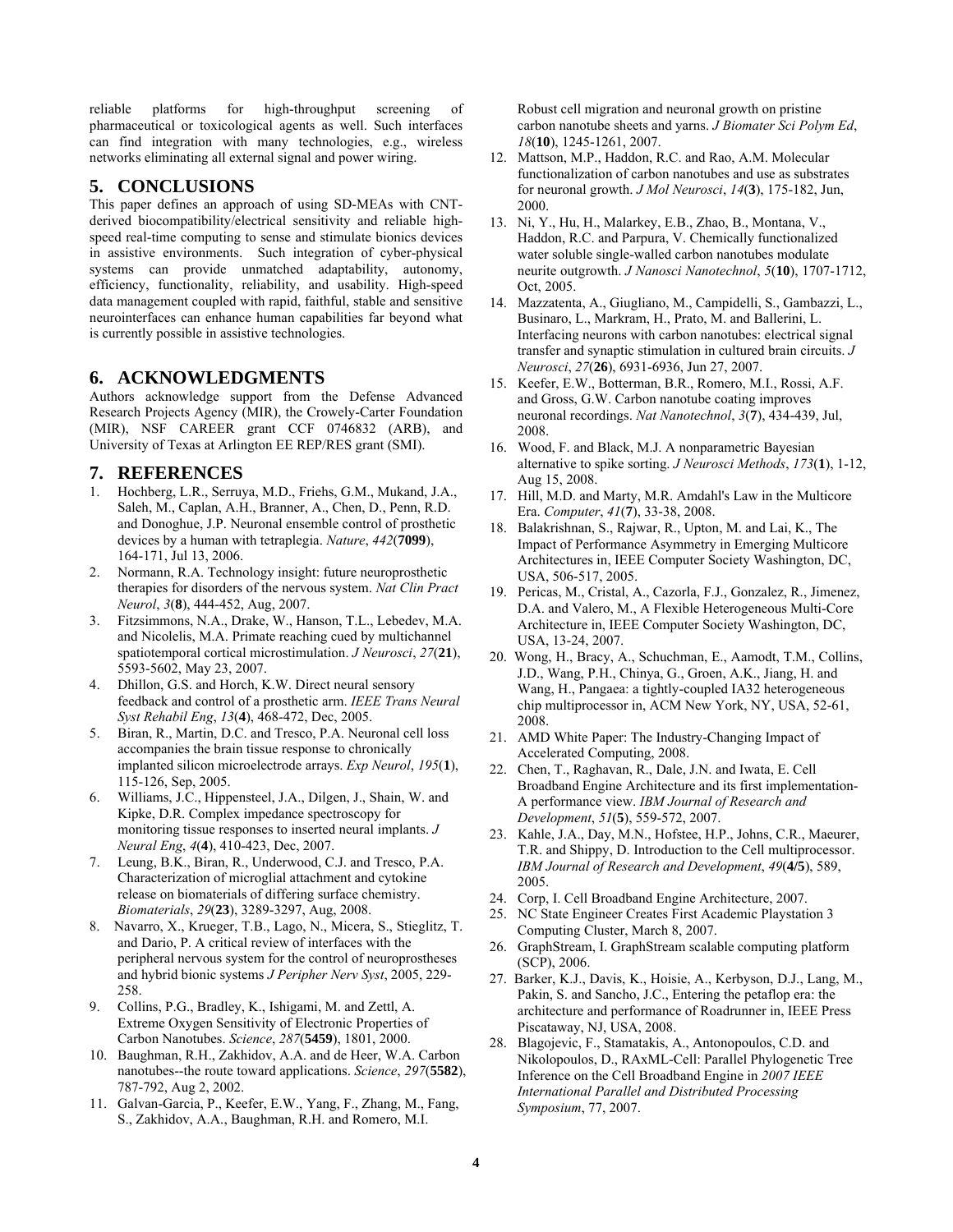reliable platforms for high-throughput screening of pharmaceutical or toxicological agents as well. Such interfaces can find integration with many technologies, e.g., wireless networks eliminating all external signal and power wiring.

## 5. CONCLUSIONS

This paper defines an approach of using SD-MEAs with CNT-derived biocompatibility/electrical sensitivity and reliable high-speed real-time computing to sense and stimulate bionics devices in assistive environments. Such integration of cyber-physical systems can provide unmatched adaptability, autonomy, efficiency, functionality, reliability, and usability. High-speed data management coupled with rapid, faithful, stable and sensitive neurointerfaces can enhance human capabilities far beyond what is currently possible in assistive technologies.

## 6. ACKNOWLEDGMENTS

Authors acknowledge support from the Defense Advanced Research Projects Agency (MIR), the Crowely-Carter Foundation (MIR), NSF CAREER grant CCF 0746832 (ARB), and University of Texas at Arlington EE REP/RES grant (SMI).

## 7. REFERENCES

1. Hochberg, L.R., Serruya, M.D., Friehs, G.M., Mukand, J.A., Saleh, M., Caplan, A.H., Branner, A., Chen, D., Penn, R.D. and Donoghue, J.P. Neuronal ensemble control of prosthetic devices by a human with tetraplegia. *Nature*, *442*(**7099**), 164-171, Jul 13, 2006.
2. Normann, R.A. Technology insight: future neuroprosthetic therapies for disorders of the nervous system. *Nat Clin Pract Neurol*, *3*(**8**), 444-452, Aug, 2007.
3. Fitzsimmons, N.A., Drake, W., Hanson, T.L., Lebedev, M.A. and Nicolelis, M.A. Primate reaching cued by multichannel spatiotemporal cortical microstimulation. *J Neurosci*, *27*(**21**), 5593-5602, May 23, 2007.
4. Dhillon, G.S. and Horch, K.W. Direct neural sensory feedback and control of a prosthetic arm. *IEEE Trans Neural Syst Rehabil Eng*, *13*(**4**), 468-472, Dec, 2005.
5. Biran, R., Martin, D.C. and Tresco, P.A. Neuronal cell loss accompanies the brain tissue response to chronically implanted silicon microelectrode arrays. *Exp Neurol*, *195*(**1**), 115-126, Sep, 2005.
6. Williams, J.C., Hippensteel, J.A., Dilgen, J., Shain, W. and Kipke, D.R. Complex impedance spectroscopy for monitoring tissue responses to inserted neural implants. *J Neural Eng*, *4*(**4**), 410-423, Dec, 2007.
7. Leung, B.K., Biran, R., Underwood, C.J. and Tresco, P.A. Characterization of microglial attachment and cytokine release on biomaterials of differing surface chemistry. *Biomaterials*, *29*(**23**), 3289-3297, Aug, 2008.
8. Navarro, X., Krueger, T.B., Lago, N., Micera, S., Stieglitz, T. and Dario, P. A critical review of interfaces with the peripheral nervous system for the control of neuroprostheses and hybrid bionic systems *J Peripher Nerv Syst*, 2005, 229-258.
9. Collins, P.G., Bradley, K., Ishigami, M. and Zettl, A. Extreme Oxygen Sensitivity of Electronic Properties of Carbon Nanotubes. *Science*, *287*(**5459**), 1801, 2000.
10. Baughman, R.H., Zakhidov, A.A. and de Heer, W.A. Carbon nanotubes--the route toward applications. *Science*, *297*(**5582**), 787-792, Aug 2, 2002.
11. Galvan-Garcia, P., Keefer, E.W., Yang, F., Zhang, M., Fang, S., Zakhidov, A.A., Baughman, R.H. and Romero, M.I. Robust cell migration and neuronal growth on pristine carbon nanotube sheets and yarns. *J Biomater Sci Polym Ed*, *18*(**10**), 1245-1261, 2007.
12. Mattson, M.P., Haddon, R.C. and Rao, A.M. Molecular functionalization of carbon nanotubes and use as substrates for neuronal growth. *J Mol Neurosci*, *14*(**3**), 175-182, Jun, 2000.
13. Ni, Y., Hu, H., Malarkey, E.B., Zhao, B., Montana, V., Haddon, R.C. and Parpura, V. Chemically functionalized water soluble single-walled carbon nanotubes modulate neurite outgrowth. *J Nanosci Nanotechnol*, *5*(**10**), 1707-1712, Oct, 2005.
14. Mazzatenta, A., Giugliano, M., Campidelli, S., Gambazzi, L., Businaro, L., Markram, H., Prato, M. and Ballerini, L. Interfacing neurons with carbon nanotubes: electrical signal transfer and synaptic stimulation in cultured brain circuits. *J Neurosci*, *27*(**26**), 6931-6936, Jun 27, 2007.
15. Keefer, E.W., Botterman, B.R., Romero, M.I., Rossi, A.F. and Gross, G.W. Carbon nanotube coating improves neuronal recordings. *Nat Nanotechnol*, *3*(**7**), 434-439, Jul, 2008.
16. Wood, F. and Black, M.J. A nonparametric Bayesian alternative to spike sorting. *J Neurosci Methods*, *173*(**1**), 1-12, Aug 15, 2008.
17. Hill, M.D. and Marty, M.R. Amdahl's Law in the Multicore Era. *Computer*, *41*(**7**), 33-38, 2008.
18. Balakrishnan, S., Rajwar, R., Upton, M. and Lai, K., The Impact of Performance Asymmetry in Emerging Multicore Architectures in, IEEE Computer Society Washington, DC, USA, 506-517, 2005.
19. Pericas, M., Cristal, A., Cazorla, F.J., Gonzalez, R., Jimenez, D.A. and Valero, M., A Flexible Heterogeneous Multi-Core Architecture in, IEEE Computer Society Washington, DC, USA, 13-24, 2007.
20. Wong, H., Bracy, A., Schuchman, E., Aamodt, T.M., Collins, J.D., Wang, P.H., Chinya, G., Groen, A.K., Jiang, H. and Wang, H., Pangaea: a tightly-coupled IA32 heterogeneous chip multiprocessor in, ACM New York, NY, USA, 52-61, 2008.
21. AMD White Paper: The Industry-Changing Impact of Accelerated Computing, 2008.
22. Chen, T., Raghavan, R., Dale, J.N. and Iwata, E. Cell Broadband Engine Architecture and its first implementation-A performance view. *IBM Journal of Research and Development*, *51*(**5**), 559-572, 2007.
23. Kahle, J.A., Day, M.N., Hofstee, H.P., Johns, C.R., Maeurer, T.R. and Shippy, D. Introduction to the Cell multiprocessor. *IBM Journal of Research and Development*, *49*(**4/5**), 589, 2005.
24. Corp, I. Cell Broadband Engine Architecture, 2007.
25. NC State Engineer Creates First Academic Playstation 3 Computing Cluster, March 8, 2007.
26. GraphStream, I. GraphStream scalable computing platform (SCP), 2006.
27. Barker, K.J., Davis, K., Hoisie, A., Kerbyson, D.J., Lang, M., Pakin, S. and Sancho, J.C., Entering the petaflop era: the architecture and performance of Roadrunner in, IEEE Press Piscataway, NJ, USA, 2008.
28. Blagojevic, F., Stamatakis, A., Antonopoulos, C.D. and Nikolopoulos, D., RAxML-Cell: Parallel Phylogenetic Tree Inference on the Cell Broadband Engine in *2007 IEEE International Parallel and Distributed Processing Symposium*, 77, 2007.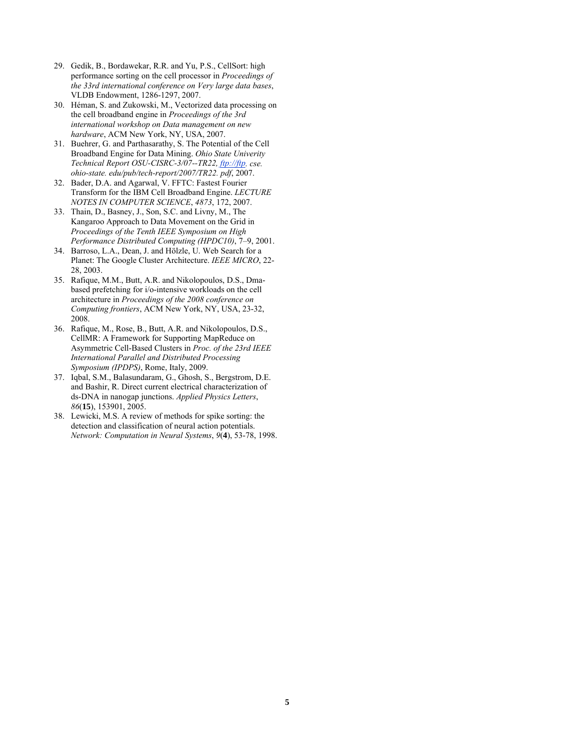29. Gedik, B., Bordawekar, R.R. and Yu, P.S., CellSort: high performance sorting on the cell processor in *Proceedings of the 33rd international conference on Very large data bases*, VLDB Endowment, 1286-1297, 2007.
30. Héman, S. and Zukowski, M., Vectorized data processing on the cell broadband engine in *Proceedings of the 3rd international workshop on Data management on new hardware*, ACM New York, NY, USA, 2007.
31. Buehrer, G. and Parthasarathy, S. The Potential of the Cell Broadband Engine for Data Mining. *Ohio State Univerity Technical Report OSU-CISRC-3/07--TR22, ftp://ftp. cse. ohio-state. edu/pub/tech-report/2007/TR22. pdf*, 2007.
32. Bader, D.A. and Agarwal, V. FFTC: Fastest Fourier Transform for the IBM Cell Broadband Engine. *LECTURE NOTES IN COMPUTER SCIENCE*, *4873*, 172, 2007.
33. Thain, D., Basney, J., Son, S.C. and Livny, M., The Kangaroo Approach to Data Movement on the Grid in *Proceedings of the Tenth IEEE Symposium on High Performance Distributed Computing (HPDC10)*, 7–9, 2001.
34. Barroso, L.A., Dean, J. and Hölzle, U. Web Search for a Planet: The Google Cluster Architecture. *IEEE MICRO*, 22-28, 2003.
35. Rafique, M.M., Butt, A.R. and Nikolopoulos, D.S., Dma-based prefetching for i/o-intensive workloads on the cell architecture in *Proceedings of the 2008 conference on Computing frontiers*, ACM New York, NY, USA, 23-32, 2008.
36. Rafique, M., Rose, B., Butt, A.R. and Nikolopoulos, D.S., CellMR: A Framework for Supporting MapReduce on Asymmetric Cell-Based Clusters in *Proc. of the 23rd IEEE International Parallel and Distributed Processing Symposium (IPDPS)*, Rome, Italy, 2009.
37. Iqbal, S.M., Balasundaram, G., Ghosh, S., Bergstrom, D.E. and Bashir, R. Direct current electrical characterization of ds-DNA in nanogap junctions. *Applied Physics Letters*, *86*(**15**), 153901, 2005.
38. Lewicki, M.S. A review of methods for spike sorting: the detection and classification of neural action potentials. *Network: Computation in Neural Systems*, *9*(**4**), 53-78, 1998.